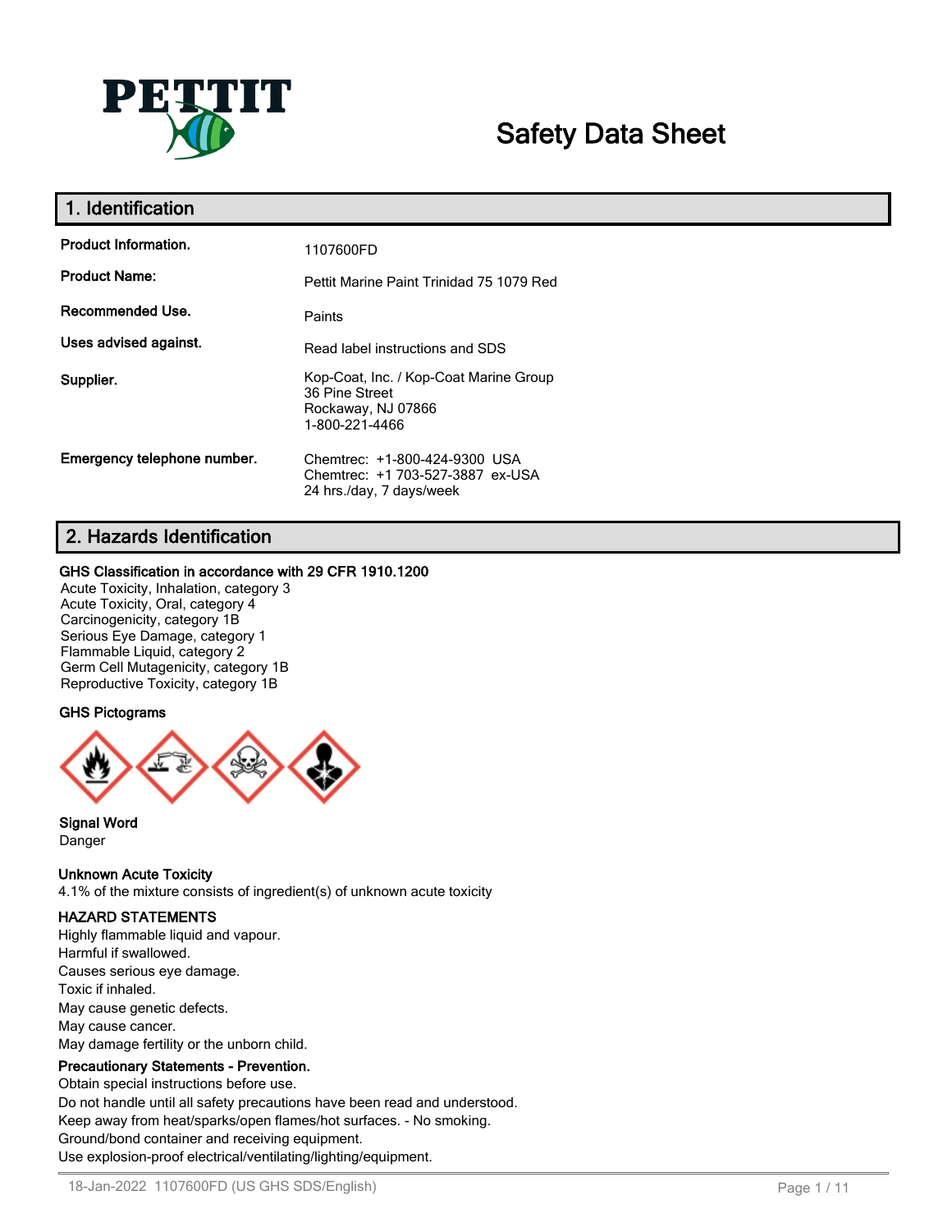PETTIT

# Safety Data Sheet

## 1. Identification

| | |
|---|---|
| **Product Information.** | 1107600FD |
| **Product Name:** | Pettit Marine Paint Trinidad 75 1079 Red |
| **Recommended Use.** | Paints |
| **Uses advised against.** | Read label instructions and SDS |
| **Supplier.** | Kop-Coat, Inc. / Kop-Coat Marine Group<br>36 Pine Street<br>Rockaway, NJ 07866<br>1-800-221-4466 |
| **Emergency telephone number.** | Chemtrec: +1-800-424-9300 USA<br>Chemtrec: +1 703-527-3887 ex-USA<br>24 hrs./day, 7 days/week |

## 2. Hazards Identification

**GHS Classification in accordance with 29 CFR 1910.1200**

Acute Toxicity, Inhalation, category 3
Acute Toxicity, Oral, category 4
Carcinogenicity, category 1B
Serious Eye Damage, category 1
Flammable Liquid, category 2
Germ Cell Mutagenicity, category 1B
Reproductive Toxicity, category 1B

**GHS Pictograms**

**Signal Word**

Danger

**Unknown Acute Toxicity**

4.1% of the mixture consists of ingredient(s) of unknown acute toxicity

**HAZARD STATEMENTS**

Highly flammable liquid and vapour.
Harmful if swallowed.
Causes serious eye damage.
Toxic if inhaled.
May cause genetic defects.
May cause cancer.
May damage fertility or the unborn child.

**Precautionary Statements - Prevention.**

Obtain special instructions before use.
Do not handle until all safety precautions have been read and understood.
Keep away from heat/sparks/open flames/hot surfaces. - No smoking.
Ground/bond container and receiving equipment.
Use explosion-proof electrical/ventilating/lighting/equipment.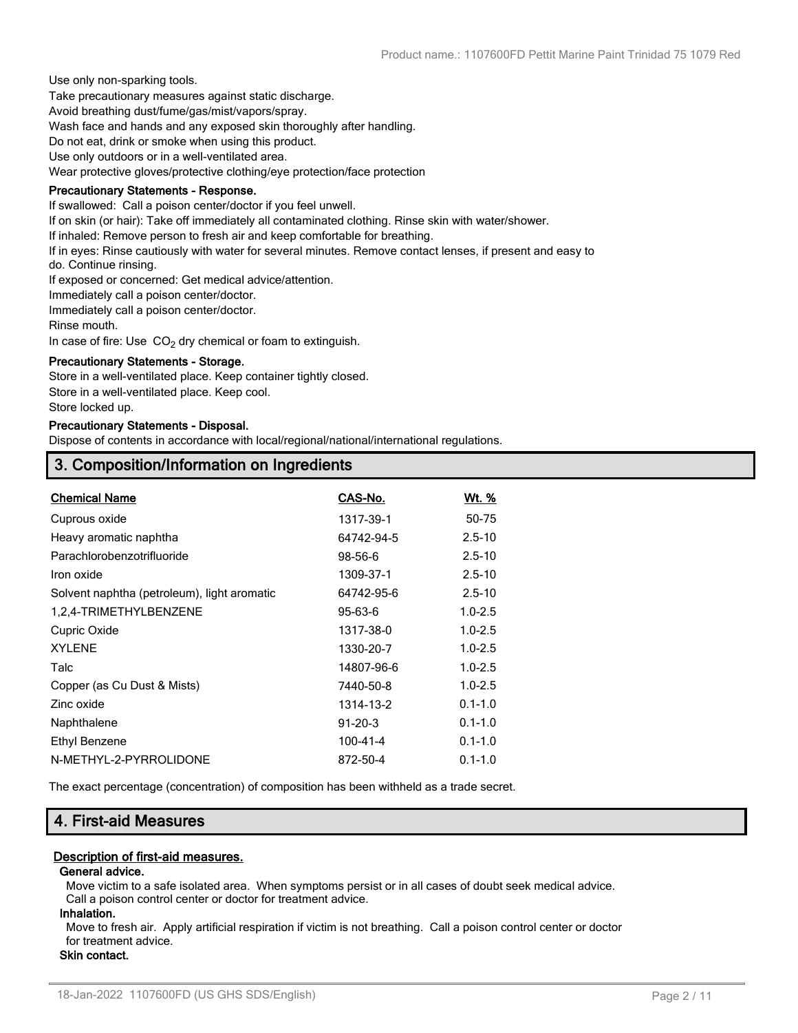Use only non-sparking tools.
Take precautionary measures against static discharge.
Avoid breathing dust/fume/gas/mist/vapors/spray.
Wash face and hands and any exposed skin thoroughly after handling.
Do not eat, drink or smoke when using this product.
Use only outdoors or in a well-ventilated area.
Wear protective gloves/protective clothing/eye protection/face protection

**Precautionary Statements - Response.**

If swallowed: Call a poison center/doctor if you feel unwell.
If on skin (or hair): Take off immediately all contaminated clothing. Rinse skin with water/shower.
If inhaled: Remove person to fresh air and keep comfortable for breathing.
If in eyes: Rinse cautiously with water for several minutes. Remove contact lenses, if present and easy to do. Continue rinsing.
If exposed or concerned: Get medical advice/attention.
Immediately call a poison center/doctor.
Immediately call a poison center/doctor.
Rinse mouth.
In case of fire: Use $CO_2$ dry chemical or foam to extinguish.

**Precautionary Statements - Storage.**

Store in a well-ventilated place. Keep container tightly closed.
Store in a well-ventilated place. Keep cool.
Store locked up.

**Precautionary Statements - Disposal.**

Dispose of contents in accordance with local/regional/national/international regulations.

## 3. Composition/Information on Ingredients

| Chemical Name | CAS-No. | Wt. % |
|---|---|---|
| Cuprous oxide | 1317-39-1 | 50-75 |
| Heavy aromatic naphtha | 64742-94-5 | 2.5-10 |
| Parachlorobenzotrifluoride | 98-56-6 | 2.5-10 |
| Iron oxide | 1309-37-1 | 2.5-10 |
| Solvent naphtha (petroleum), light aromatic | 64742-95-6 | 2.5-10 |
| 1,2,4-TRIMETHYLBENZENE | 95-63-6 | 1.0-2.5 |
| Cupric Oxide | 1317-38-0 | 1.0-2.5 |
| XYLENE | 1330-20-7 | 1.0-2.5 |
| Talc | 14807-96-6 | 1.0-2.5 |
| Copper (as Cu Dust & Mists) | 7440-50-8 | 1.0-2.5 |
| Zinc oxide | 1314-13-2 | 0.1-1.0 |
| Naphthalene | 91-20-3 | 0.1-1.0 |
| Ethyl Benzene | 100-41-4 | 0.1-1.0 |
| N-METHYL-2-PYRROLIDONE | 872-50-4 | 0.1-1.0 |

The exact percentage (concentration) of composition has been withheld as a trade secret.

## 4. First-aid Measures

**Description of first-aid measures.**

**General advice.**

Move victim to a safe isolated area. When symptoms persist or in all cases of doubt seek medical advice. Call a poison control center or doctor for treatment advice.

**Inhalation.**

Move to fresh air. Apply artificial respiration if victim is not breathing. Call a poison control center or doctor for treatment advice.

**Skin contact.**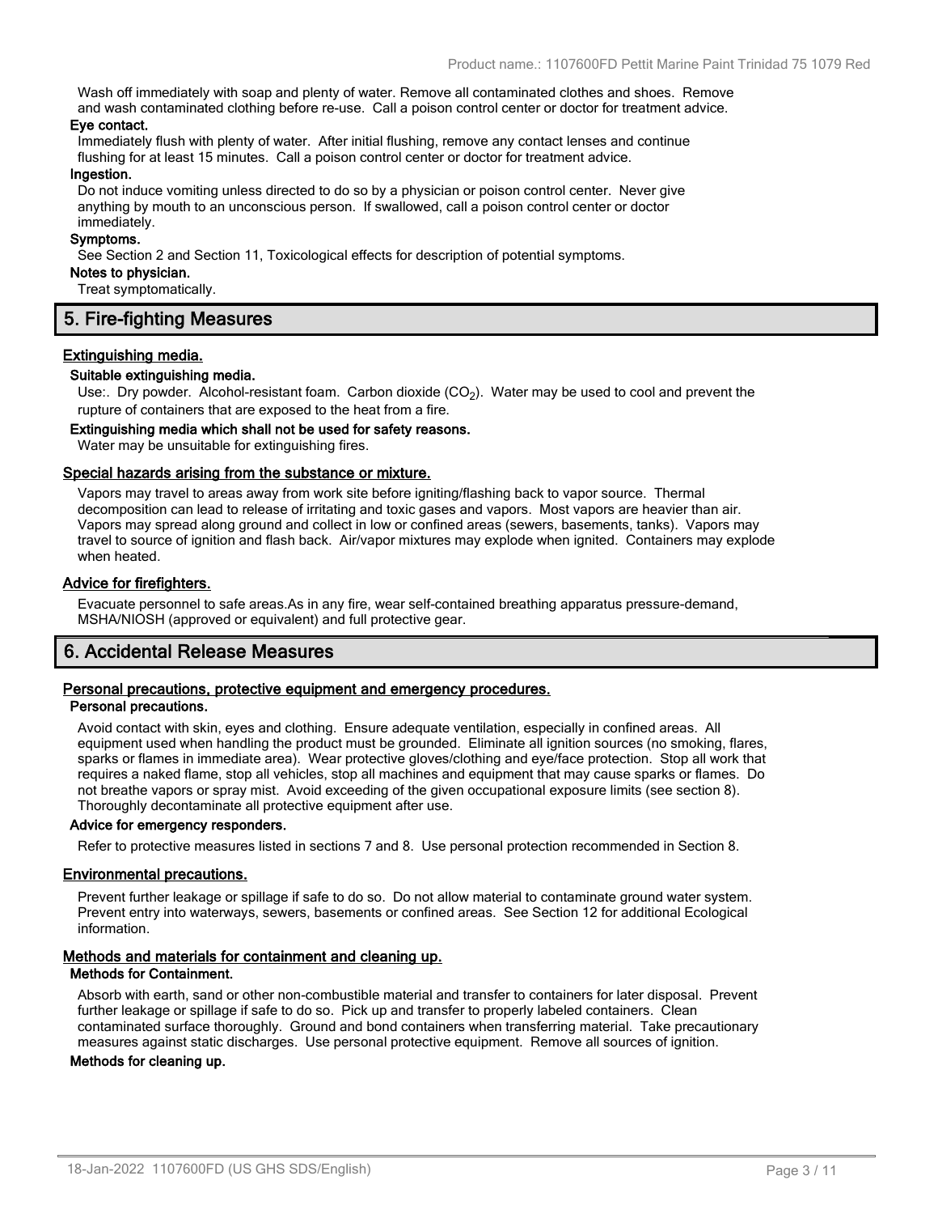Wash off immediately with soap and plenty of water. Remove all contaminated clothes and shoes. Remove and wash contaminated clothing before re-use. Call a poison control center or doctor for treatment advice.

**Eye contact.**

Immediately flush with plenty of water. After initial flushing, remove any contact lenses and continue flushing for at least 15 minutes. Call a poison control center or doctor for treatment advice.

**Ingestion.**

Do not induce vomiting unless directed to do so by a physician or poison control center. Never give anything by mouth to an unconscious person. If swallowed, call a poison control center or doctor immediately.

**Symptoms.**

See Section 2 and Section 11, Toxicological effects for description of potential symptoms.

**Notes to physician.**

Treat symptomatically.

## 5. Fire-fighting Measures

### Extinguishing media.

**Suitable extinguishing media.**

Use:. Dry powder. Alcohol-resistant foam. Carbon dioxide ($CO_2$). Water may be used to cool and prevent the rupture of containers that are exposed to the heat from a fire.

**Extinguishing media which shall not be used for safety reasons.**

Water may be unsuitable for extinguishing fires.

### Special hazards arising from the substance or mixture.

Vapors may travel to areas away from work site before igniting/flashing back to vapor source. Thermal decomposition can lead to release of irritating and toxic gases and vapors. Most vapors are heavier than air. Vapors may spread along ground and collect in low or confined areas (sewers, basements, tanks). Vapors may travel to source of ignition and flash back. Air/vapor mixtures may explode when ignited. Containers may explode when heated.

### Advice for firefighters.

Evacuate personnel to safe areas.As in any fire, wear self-contained breathing apparatus pressure-demand, MSHA/NIOSH (approved or equivalent) and full protective gear.

## 6. Accidental Release Measures

### Personal precautions, protective equipment and emergency procedures.

**Personal precautions.**

Avoid contact with skin, eyes and clothing. Ensure adequate ventilation, especially in confined areas. All equipment used when handling the product must be grounded. Eliminate all ignition sources (no smoking, flares, sparks or flames in immediate area). Wear protective gloves/clothing and eye/face protection. Stop all work that requires a naked flame, stop all vehicles, stop all machines and equipment that may cause sparks or flames. Do not breathe vapors or spray mist. Avoid exceeding of the given occupational exposure limits (see section 8). Thoroughly decontaminate all protective equipment after use.

**Advice for emergency responders.**

Refer to protective measures listed in sections 7 and 8. Use personal protection recommended in Section 8.

### Environmental precautions.

Prevent further leakage or spillage if safe to do so. Do not allow material to contaminate ground water system. Prevent entry into waterways, sewers, basements or confined areas. See Section 12 for additional Ecological information.

### Methods and materials for containment and cleaning up.

**Methods for Containment.**

Absorb with earth, sand or other non-combustible material and transfer to containers for later disposal. Prevent further leakage or spillage if safe to do so. Pick up and transfer to properly labeled containers. Clean contaminated surface thoroughly. Ground and bond containers when transferring material. Take precautionary measures against static discharges. Use personal protective equipment. Remove all sources of ignition.

**Methods for cleaning up.**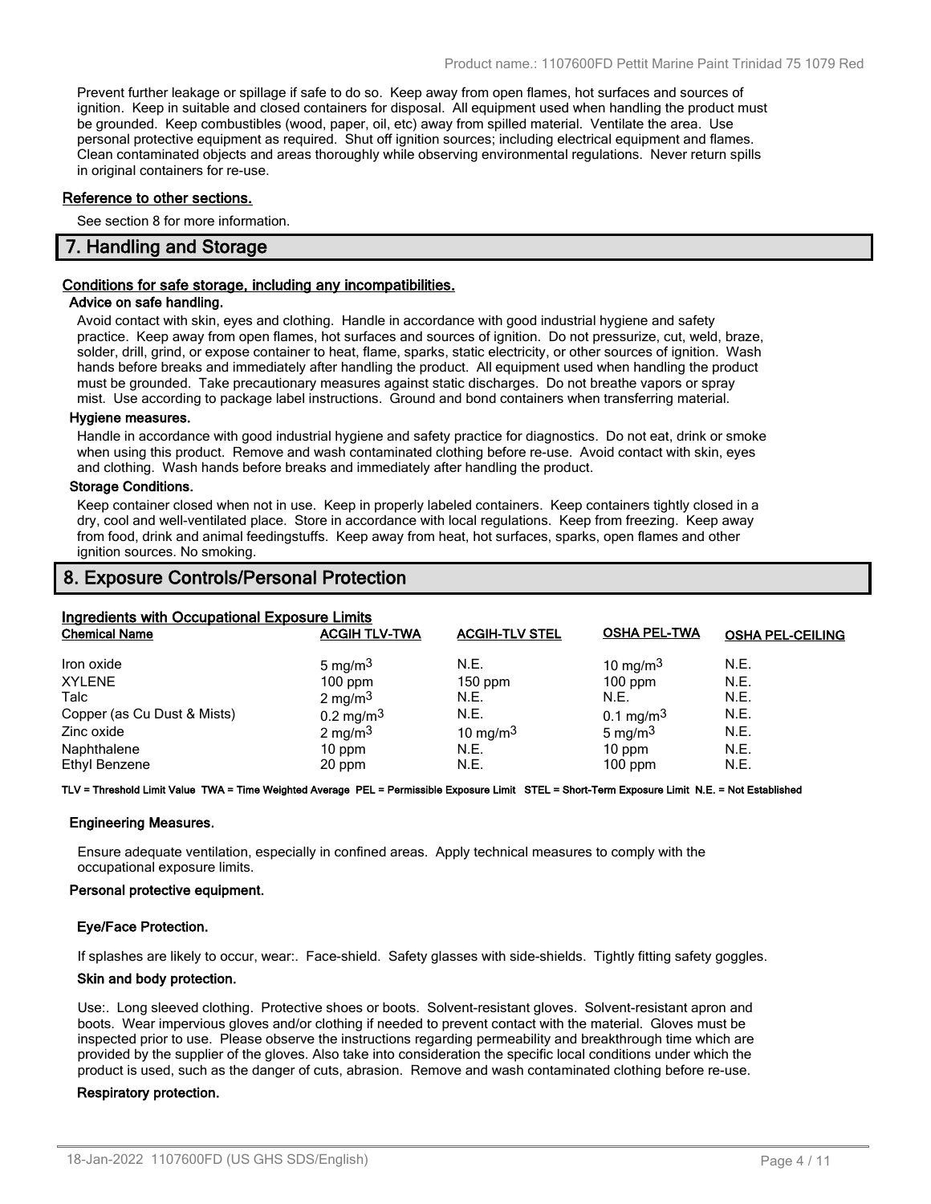Prevent further leakage or spillage if safe to do so. Keep away from open flames, hot surfaces and sources of ignition. Keep in suitable and closed containers for disposal. All equipment used when handling the product must be grounded. Keep combustibles (wood, paper, oil, etc) away from spilled material. Ventilate the area. Use personal protective equipment as required. Shut off ignition sources; including electrical equipment and flames. Clean contaminated objects and areas thoroughly while observing environmental regulations. Never return spills in original containers for re-use.

**Reference to other sections.**

See section 8 for more information.

## 7. Handling and Storage

**Conditions for safe storage, including any incompatibilities.**

**Advice on safe handling.**

Avoid contact with skin, eyes and clothing. Handle in accordance with good industrial hygiene and safety practice. Keep away from open flames, hot surfaces and sources of ignition. Do not pressurize, cut, weld, braze, solder, drill, grind, or expose container to heat, flame, sparks, static electricity, or other sources of ignition. Wash hands before breaks and immediately after handling the product. All equipment used when handling the product must be grounded. Take precautionary measures against static discharges. Do not breathe vapors or spray mist. Use according to package label instructions. Ground and bond containers when transferring material.

**Hygiene measures.**

Handle in accordance with good industrial hygiene and safety practice for diagnostics. Do not eat, drink or smoke when using this product. Remove and wash contaminated clothing before re-use. Avoid contact with skin, eyes and clothing. Wash hands before breaks and immediately after handling the product.

**Storage Conditions.**

Keep container closed when not in use. Keep in properly labeled containers. Keep containers tightly closed in a dry, cool and well-ventilated place. Store in accordance with local regulations. Keep from freezing. Keep away from food, drink and animal feedingstuffs. Keep away from heat, hot surfaces, sparks, open flames and other ignition sources. No smoking.

## 8. Exposure Controls/Personal Protection

**Ingredients with Occupational Exposure Limits**

| Chemical Name | ACGIH TLV-TWA | ACGIH-TLV STEL | OSHA PEL-TWA | OSHA PEL-CEILING |
|---|---|---|---|---|
| Iron oxide | 5 mg/m$^3$ | N.E. | 10 mg/m$^3$ | N.E. |
| XYLENE | 100 ppm | 150 ppm | 100 ppm | N.E. |
| Talc | 2 mg/m$^3$ | N.E. | N.E. | N.E. |
| Copper (as Cu Dust & Mists) | 0.2 mg/m$^3$ | N.E. | 0.1 mg/m$^3$ | N.E. |
| Zinc oxide | 2 mg/m$^3$ | 10 mg/m$^3$ | 5 mg/m$^3$ | N.E. |
| Naphthalene | 10 ppm | N.E. | 10 ppm | N.E. |
| Ethyl Benzene | 20 ppm | N.E. | 100 ppm | N.E. |

**TLV = Threshold Limit Value TWA = Time Weighted Average PEL = Permissible Exposure Limit STEL = Short-Term Exposure Limit N.E. = Not Established**

**Engineering Measures.**

Ensure adequate ventilation, especially in confined areas. Apply technical measures to comply with the occupational exposure limits.

**Personal protective equipment.**

**Eye/Face Protection.**

If splashes are likely to occur, wear:. Face-shield. Safety glasses with side-shields. Tightly fitting safety goggles.

**Skin and body protection.**

Use:. Long sleeved clothing. Protective shoes or boots. Solvent-resistant gloves. Solvent-resistant apron and boots. Wear impervious gloves and/or clothing if needed to prevent contact with the material. Gloves must be inspected prior to use. Please observe the instructions regarding permeability and breakthrough time which are provided by the supplier of the gloves. Also take into consideration the specific local conditions under which the product is used, such as the danger of cuts, abrasion. Remove and wash contaminated clothing before re-use.

**Respiratory protection.**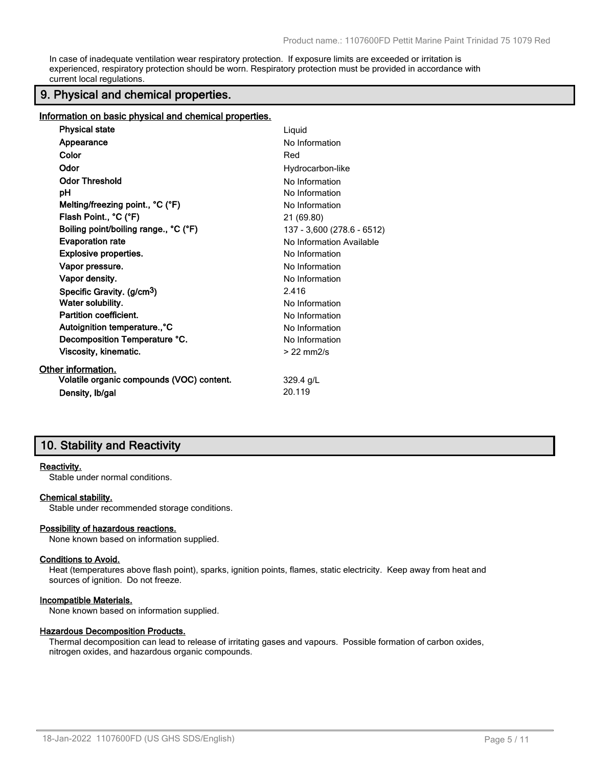In case of inadequate ventilation wear respiratory protection. If exposure limits are exceeded or irritation is experienced, respiratory protection should be worn. Respiratory protection must be provided in accordance with current local regulations.

## 9. Physical and chemical properties.

### Information on basic physical and chemical properties.

| | |
|---|---|
| **Physical state** | Liquid |
| **Appearance** | No Information |
| **Color** | Red |
| **Odor** | Hydrocarbon-like |
| **Odor Threshold** | No Information |
| **pH** | No Information |
| **Melting/freezing point., °C (°F)** | No Information |
| **Flash Point., °C (°F)** | 21 (69.80) |
| **Boiling point/boiling range., °C (°F)** | 137 - 3,600 (278.6 - 6512) |
| **Evaporation rate** | No Information Available |
| **Explosive properties.** | No Information |
| **Vapor pressure.** | No Information |
| **Vapor density.** | No Information |
| **Specific Gravity. (g/cm$^3$)** | 2.416 |
| **Water solubility.** | No Information |
| **Partition coefficient.** | No Information |
| **Autoignition temperature.,°C** | No Information |
| **Decomposition Temperature °C.** | No Information |
| **Viscosity, kinematic.** | > 22 mm2/s |

### Other information.

| | |
|---|---|
| **Volatile organic compounds (VOC) content.** | 329.4 g/L |
| **Density, lb/gal** | 20.119 |

## 10. Stability and Reactivity

**Reactivity.**
Stable under normal conditions.

**Chemical stability.**
Stable under recommended storage conditions.

**Possibility of hazardous reactions.**
None known based on information supplied.

**Conditions to Avoid.**
Heat (temperatures above flash point), sparks, ignition points, flames, static electricity. Keep away from heat and sources of ignition. Do not freeze.

**Incompatible Materials.**
None known based on information supplied.

**Hazardous Decomposition Products.**
Thermal decomposition can lead to release of irritating gases and vapours. Possible formation of carbon oxides, nitrogen oxides, and hazardous organic compounds.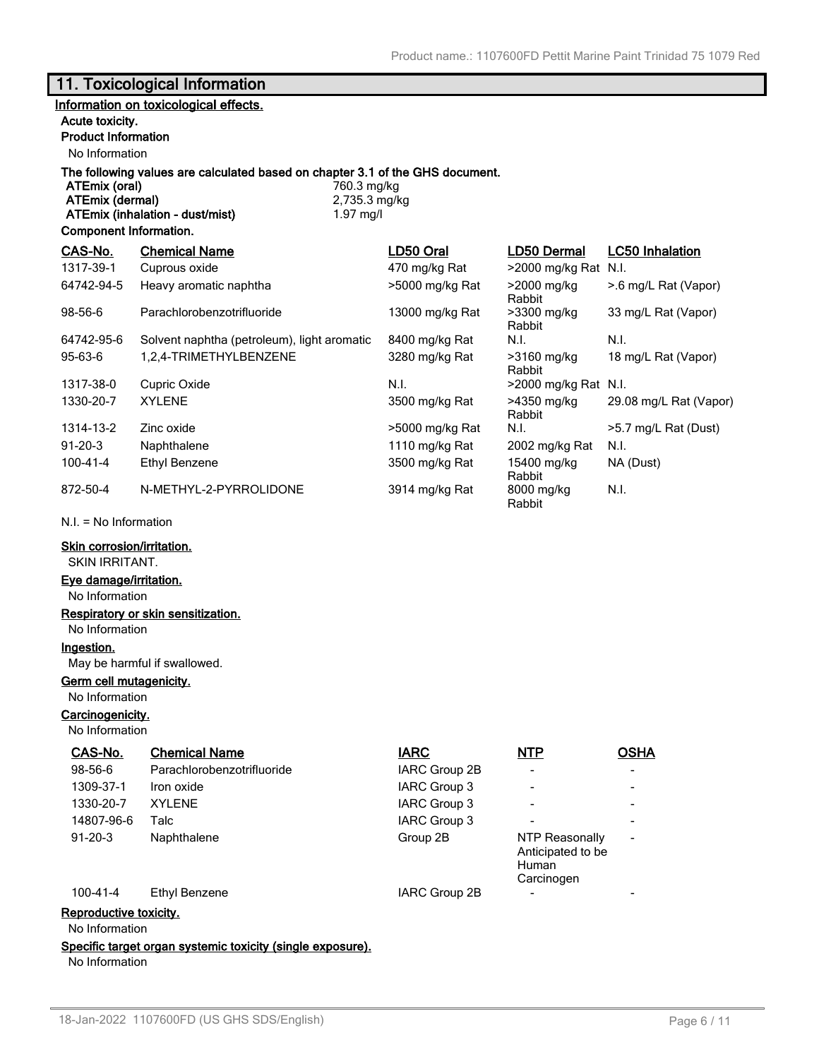## 11. Toxicological Information

**Information on toxicological effects.**

**Acute toxicity.**

**Product Information**

No Information

**The following values are calculated based on chapter 3.1 of the GHS document.**

| | |
|---|---|
| **ATEmix (oral)** | 760.3 mg/kg |
| **ATEmix (dermal)** | 2,735.3 mg/kg |
| **ATEmix (inhalation - dust/mist)** | 1.97 mg/l |

**Component Information.**

| CAS-No. | Chemical Name | LD50 Oral | LD50 Dermal | LC50 Inhalation |
|---|---|---|---|---|
| 1317-39-1 | Cuprous oxide | 470 mg/kg Rat | >2000 mg/kg Rat | N.I. |
| 64742-94-5 | Heavy aromatic naphtha | >5000 mg/kg Rat | >2000 mg/kg Rabbit | >.6 mg/L Rat (Vapor) |
| 98-56-6 | Parachlorobenzotrifluoride | 13000 mg/kg Rat | >3300 mg/kg Rabbit | 33 mg/L Rat (Vapor) |
| 64742-95-6 | Solvent naphtha (petroleum), light aromatic | 8400 mg/kg Rat | N.I. | N.I. |
| 95-63-6 | 1,2,4-TRIMETHYLBENZENE | 3280 mg/kg Rat | >3160 mg/kg Rabbit | 18 mg/L Rat (Vapor) |
| 1317-38-0 | Cupric Oxide | N.I. | >2000 mg/kg Rat | N.I. |
| 1330-20-7 | XYLENE | 3500 mg/kg Rat | >4350 mg/kg Rabbit | 29.08 mg/L Rat (Vapor) |
| 1314-13-2 | Zinc oxide | >5000 mg/kg Rat | N.I. | >5.7 mg/L Rat (Dust) |
| 91-20-3 | Naphthalene | 1110 mg/kg Rat | 2002 mg/kg Rat | N.I. |
| 100-41-4 | Ethyl Benzene | 3500 mg/kg Rat | 15400 mg/kg Rabbit | NA (Dust) |
| 872-50-4 | N-METHYL-2-PYRROLIDONE | 3914 mg/kg Rat | 8000 mg/kg Rabbit | N.I. |

N.I. = No Information

**Skin corrosion/irritation.**

SKIN IRRITANT.

**Eye damage/irritation.**

No Information

**Respiratory or skin sensitization.**

No Information

**Ingestion.**

May be harmful if swallowed.

**Germ cell mutagenicity.**

No Information

**Carcinogenicity.**

No Information

| CAS-No. | Chemical Name | IARC | NTP | OSHA |
|---|---|---|---|---|
| 98-56-6 | Parachlorobenzotrifluoride | IARC Group 2B | - | - |
| 1309-37-1 | Iron oxide | IARC Group 3 | - | - |
| 1330-20-7 | XYLENE | IARC Group 3 | - | - |
| 14807-96-6 | Talc | IARC Group 3 | - | - |
| 91-20-3 | Naphthalene | Group 2B | NTP Reasonably Anticipated to be Human Carcinogen | - |
| 100-41-4 | Ethyl Benzene | IARC Group 2B | - | - |

**Reproductive toxicity.**

No Information

**Specific target organ systemic toxicity (single exposure).**

No Information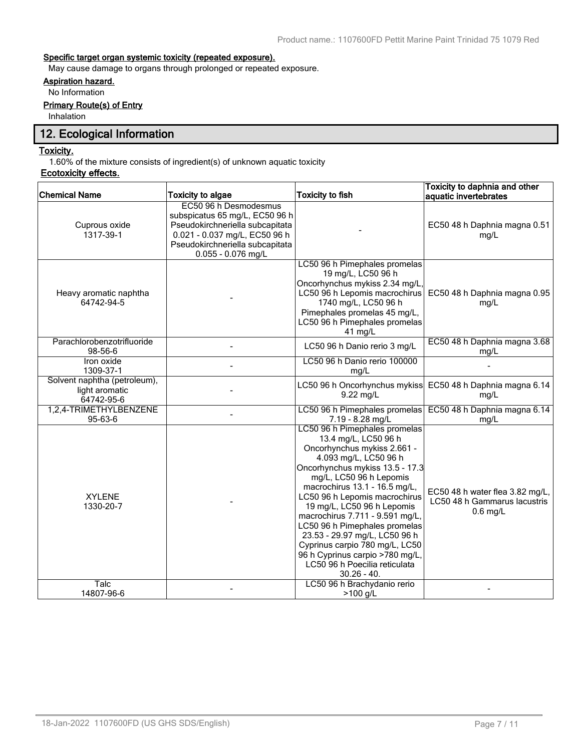**Specific target organ systemic toxicity (repeated exposure).**

May cause damage to organs through prolonged or repeated exposure.

**Aspiration hazard.**

No Information

**Primary Route(s) of Entry**

Inhalation

## 12. Ecological Information

**Toxicity.**

1.60% of the mixture consists of ingredient(s) of unknown aquatic toxicity

**Ecotoxicity effects.**

| Chemical Name | Toxicity to algae | Toxicity to fish | Toxicity to daphnia and other aquatic invertebrates |
|---|---|---|---|
| Cuprous oxide 1317-39-1 | EC50 96 h Desmodesmus subspicatus 65 mg/L, EC50 96 h Pseudokirchneriella subcapitata 0.021 - 0.037 mg/L, EC50 96 h Pseudokirchneriella subcapitata 0.055 - 0.076 mg/L | - | EC50 48 h Daphnia magna 0.51 mg/L |
| Heavy aromatic naphtha 64742-94-5 | - | LC50 96 h Pimephales promelas 19 mg/L, LC50 96 h Oncorhynchus mykiss 2.34 mg/L, LC50 96 h Lepomis macrochirus 1740 mg/L, LC50 96 h Pimephales promelas 45 mg/L, LC50 96 h Pimephales promelas 41 mg/L | EC50 48 h Daphnia magna 0.95 mg/L |
| Parachlorobenzotrifluoride 98-56-6 | - | LC50 96 h Danio rerio 3 mg/L | EC50 48 h Daphnia magna 3.68 mg/L |
| Iron oxide 1309-37-1 | - | LC50 96 h Danio rerio 100000 mg/L | - |
| Solvent naphtha (petroleum), light aromatic 64742-95-6 | - | LC50 96 h Oncorhynchus mykiss 9.22 mg/L | EC50 48 h Daphnia magna 6.14 mg/L |
| 1,2,4-TRIMETHYLBENZENE 95-63-6 | - | LC50 96 h Pimephales promelas 7.19 - 8.28 mg/L | EC50 48 h Daphnia magna 6.14 mg/L |
| XYLENE 1330-20-7 | - | LC50 96 h Pimephales promelas 13.4 mg/L, LC50 96 h Oncorhynchus mykiss 2.661 - 4.093 mg/L, LC50 96 h Oncorhynchus mykiss 13.5 - 17.3 mg/L, LC50 96 h Lepomis macrochirus 13.1 - 16.5 mg/L, LC50 96 h Lepomis macrochirus 19 mg/L, LC50 96 h Lepomis macrochirus 7.711 - 9.591 mg/L, LC50 96 h Pimephales promelas 23.53 - 29.97 mg/L, LC50 96 h Cyprinus carpio 780 mg/L, LC50 96 h Cyprinus carpio >780 mg/L, LC50 96 h Poecilia reticulata 30.26 - 40. | EC50 48 h water flea 3.82 mg/L, LC50 48 h Gammarus lacustris 0.6 mg/L |
| Talc 14807-96-6 | - | LC50 96 h Brachydanio rerio >100 g/L | - |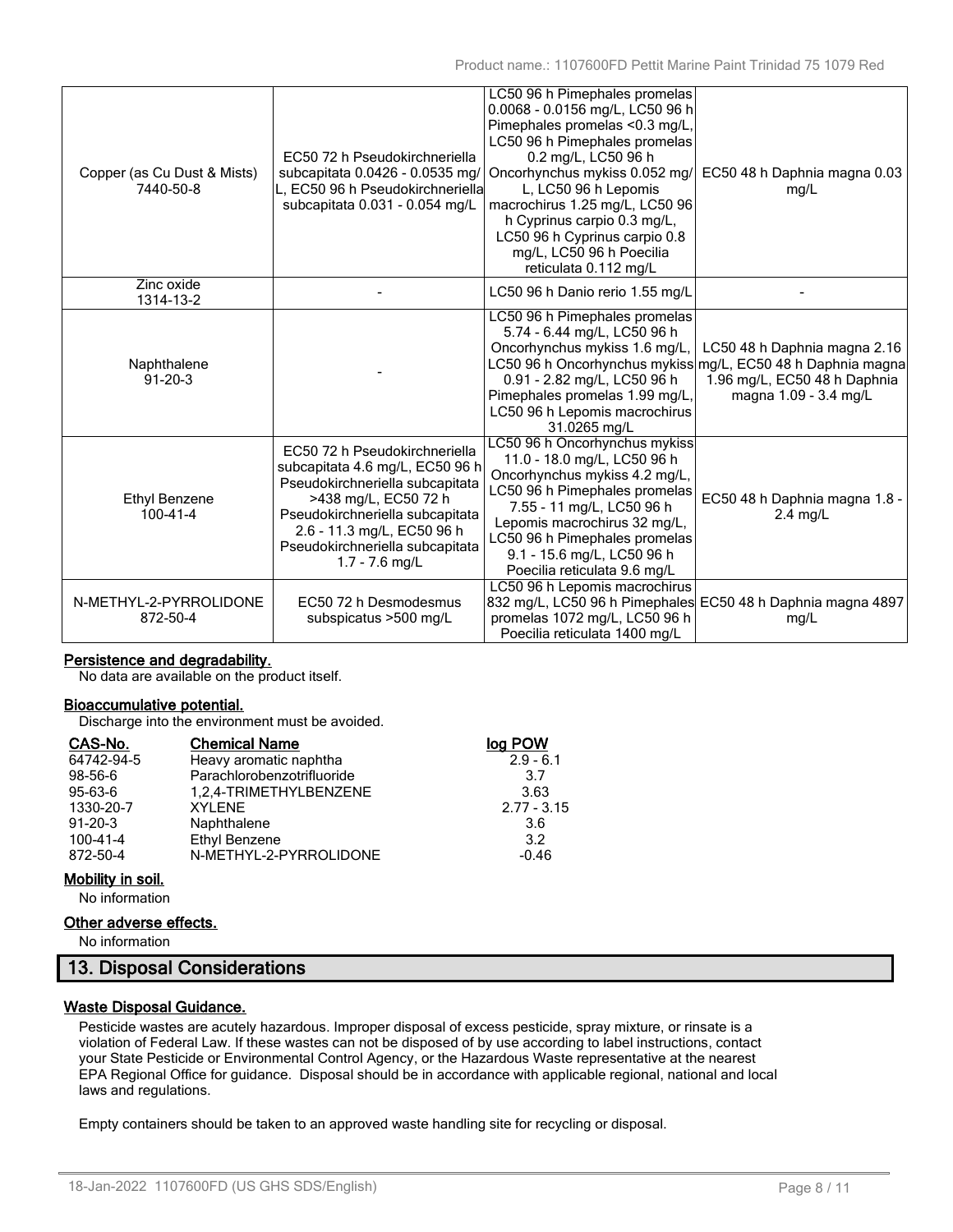| | | | |
|---|---|---|---|
| Copper (as Cu Dust & Mists) 7440-50-8 | EC50 72 h Pseudokirchneriella subcapitata 0.0426 - 0.0535 mg/L, EC50 96 h Pseudokirchneriella subcapitata 0.031 - 0.054 mg/L | LC50 96 h Pimephales promelas 0.0068 - 0.0156 mg/L, LC50 96 h Pimephales promelas <0.3 mg/L, LC50 96 h Pimephales promelas 0.2 mg/L, LC50 96 h Oncorhynchus mykiss 0.052 mg/L, LC50 96 h Lepomis macrochirus 1.25 mg/L, LC50 96 h Cyprinus carpio 0.3 mg/L, LC50 96 h Cyprinus carpio 0.8 mg/L, LC50 96 h Poecilia reticulata 0.112 mg/L | EC50 48 h Daphnia magna 0.03 mg/L |
| Zinc oxide 1314-13-2 | - | LC50 96 h Danio rerio 1.55 mg/L | - |
| Naphthalene 91-20-3 | - | LC50 96 h Pimephales promelas 5.74 - 6.44 mg/L, LC50 96 h Oncorhynchus mykiss 1.6 mg/L, LC50 96 h Oncorhynchus mykiss 0.91 - 2.82 mg/L, LC50 96 h Pimephales promelas 1.99 mg/L, LC50 96 h Lepomis macrochirus 31.0265 mg/L | LC50 48 h Daphnia magna 2.16 mg/L, EC50 48 h Daphnia magna 1.96 mg/L, EC50 48 h Daphnia magna 1.09 - 3.4 mg/L |
| Ethyl Benzene 100-41-4 | EC50 72 h Pseudokirchneriella subcapitata 4.6 mg/L, EC50 96 h Pseudokirchneriella subcapitata >438 mg/L, EC50 72 h Pseudokirchneriella subcapitata 2.6 - 11.3 mg/L, EC50 96 h Pseudokirchneriella subcapitata 1.7 - 7.6 mg/L | LC50 96 h Oncorhynchus mykiss 11.0 - 18.0 mg/L, LC50 96 h Oncorhynchus mykiss 4.2 mg/L, LC50 96 h Pimephales promelas 7.55 - 11 mg/L, LC50 96 h Lepomis macrochirus 32 mg/L, LC50 96 h Pimephales promelas 9.1 - 15.6 mg/L, LC50 96 h Poecilia reticulata 9.6 mg/L | EC50 48 h Daphnia magna 1.8 - 2.4 mg/L |
| N-METHYL-2-PYRROLIDONE 872-50-4 | EC50 72 h Desmodesmus subspicatus >500 mg/L | LC50 96 h Lepomis macrochirus 832 mg/L, LC50 96 h Pimephales promelas 1072 mg/L, LC50 96 h Poecilia reticulata 1400 mg/L | EC50 48 h Daphnia magna 4897 mg/L |

**Persistence and degradability.**

No data are available on the product itself.

**Bioaccumulative potential.**

Discharge into the environment must be avoided.

| CAS-No. | Chemical Name | log POW |
|---|---|---|
| 64742-94-5 | Heavy aromatic naphtha | 2.9 - 6.1 |
| 98-56-6 | Parachlorobenzotrifluoride | 3.7 |
| 95-63-6 | 1,2,4-TRIMETHYLBENZENE | 3.63 |
| 1330-20-7 | XYLENE | 2.77 - 3.15 |
| 91-20-3 | Naphthalene | 3.6 |
| 100-41-4 | Ethyl Benzene | 3.2 |
| 872-50-4 | N-METHYL-2-PYRROLIDONE | -0.46 |

**Mobility in soil.**

No information

**Other adverse effects.**

No information

## 13. Disposal Considerations

**Waste Disposal Guidance.**

Pesticide wastes are acutely hazardous. Improper disposal of excess pesticide, spray mixture, or rinsate is a violation of Federal Law. If these wastes can not be disposed of by use according to label instructions, contact your State Pesticide or Environmental Control Agency, or the Hazardous Waste representative at the nearest EPA Regional Office for guidance. Disposal should be in accordance with applicable regional, national and local laws and regulations.

Empty containers should be taken to an approved waste handling site for recycling or disposal.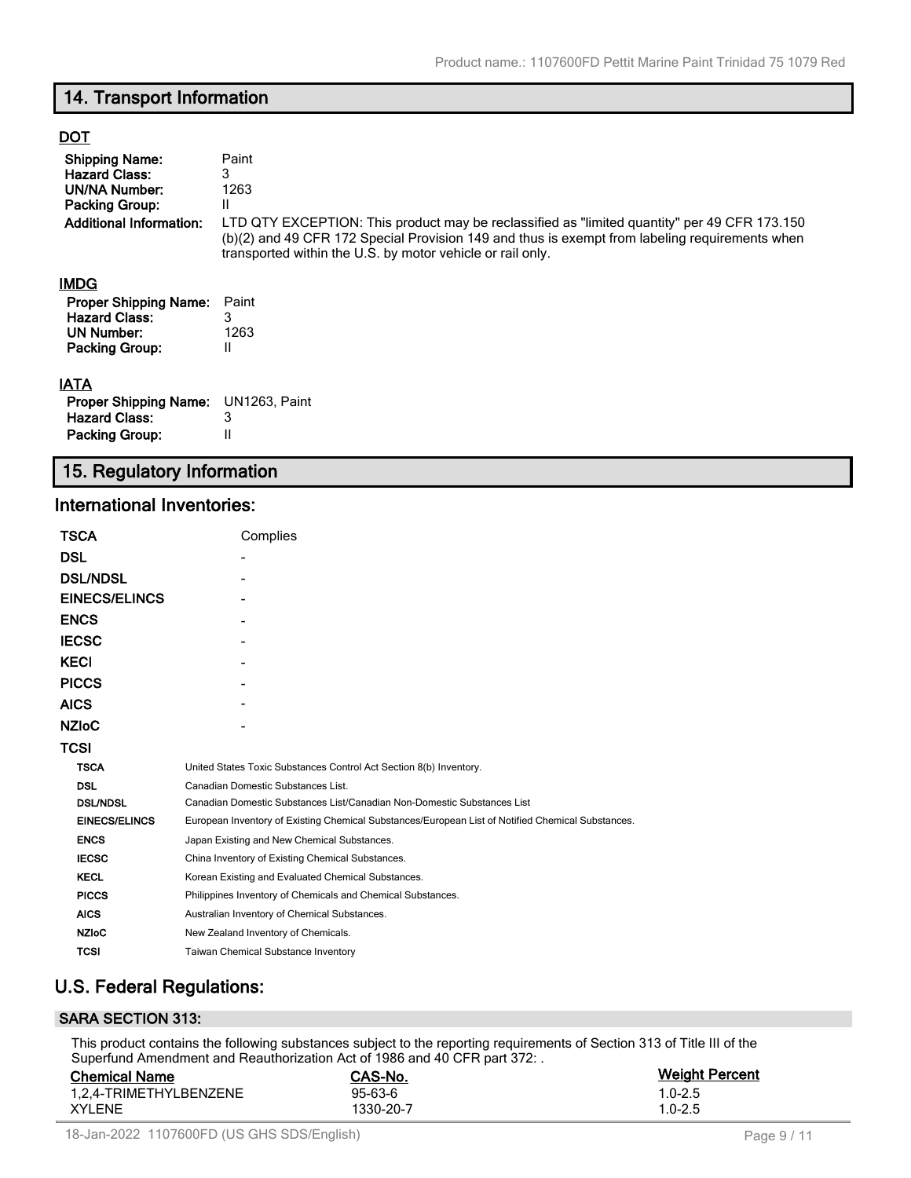## 14. Transport Information

### DOT

| | |
|---|---|
| **Shipping Name:** | Paint |
| **Hazard Class:** | 3 |
| **UN/NA Number:** | 1263 |
| **Packing Group:** | II |
| **Additional Information:** | LTD QTY EXCEPTION: This product may be reclassified as "limited quantity" per 49 CFR 173.150 (b)(2) and 49 CFR 172 Special Provision 149 and thus is exempt from labeling requirements when transported within the U.S. by motor vehicle or rail only. |

### IMDG

| | |
|---|---|
| **Proper Shipping Name:** | Paint |
| **Hazard Class:** | 3 |
| **UN Number:** | 1263 |
| **Packing Group:** | II |

### IATA

| | |
|---|---|
| **Proper Shipping Name:** | UN1263, Paint |
| **Hazard Class:** | 3 |
| **Packing Group:** | II |

## 15. Regulatory Information

### International Inventories:

| | |
|---|---|
| **TSCA** | Complies |
| **DSL** | - |
| **DSL/NDSL** | - |
| **EINECS/ELINCS** | - |
| **ENCS** | - |
| **IECSC** | - |
| **KECI** | - |
| **PICCS** | - |
| **AICS** | - |
| **NZIoC** | - |
| **TCSI** | |

| | |
|---|---|
| **TSCA** | United States Toxic Substances Control Act Section 8(b) Inventory. |
| **DSL** | Canadian Domestic Substances List. |
| **DSL/NDSL** | Canadian Domestic Substances List/Canadian Non-Domestic Substances List |
| **EINECS/ELINCS** | European Inventory of Existing Chemical Substances/European List of Notified Chemical Substances. |
| **ENCS** | Japan Existing and New Chemical Substances. |
| **IECSC** | China Inventory of Existing Chemical Substances. |
| **KECL** | Korean Existing and Evaluated Chemical Substances. |
| **PICCS** | Philippines Inventory of Chemicals and Chemical Substances. |
| **AICS** | Australian Inventory of Chemical Substances. |
| **NZIoC** | New Zealand Inventory of Chemicals. |
| **TCSI** | Taiwan Chemical Substance Inventory |

## U.S. Federal Regulations:

### SARA SECTION 313:

This product contains the following substances subject to the reporting requirements of Section 313 of Title III of the Superfund Amendment and Reauthorization Act of 1986 and 40 CFR part 372: .

| Chemical Name | CAS-No. | Weight Percent |
|---|---|---|
| 1,2,4-TRIMETHYLBENZENE | 95-63-6 | 1.0-2.5 |
| XYLENE | 1330-20-7 | 1.0-2.5 |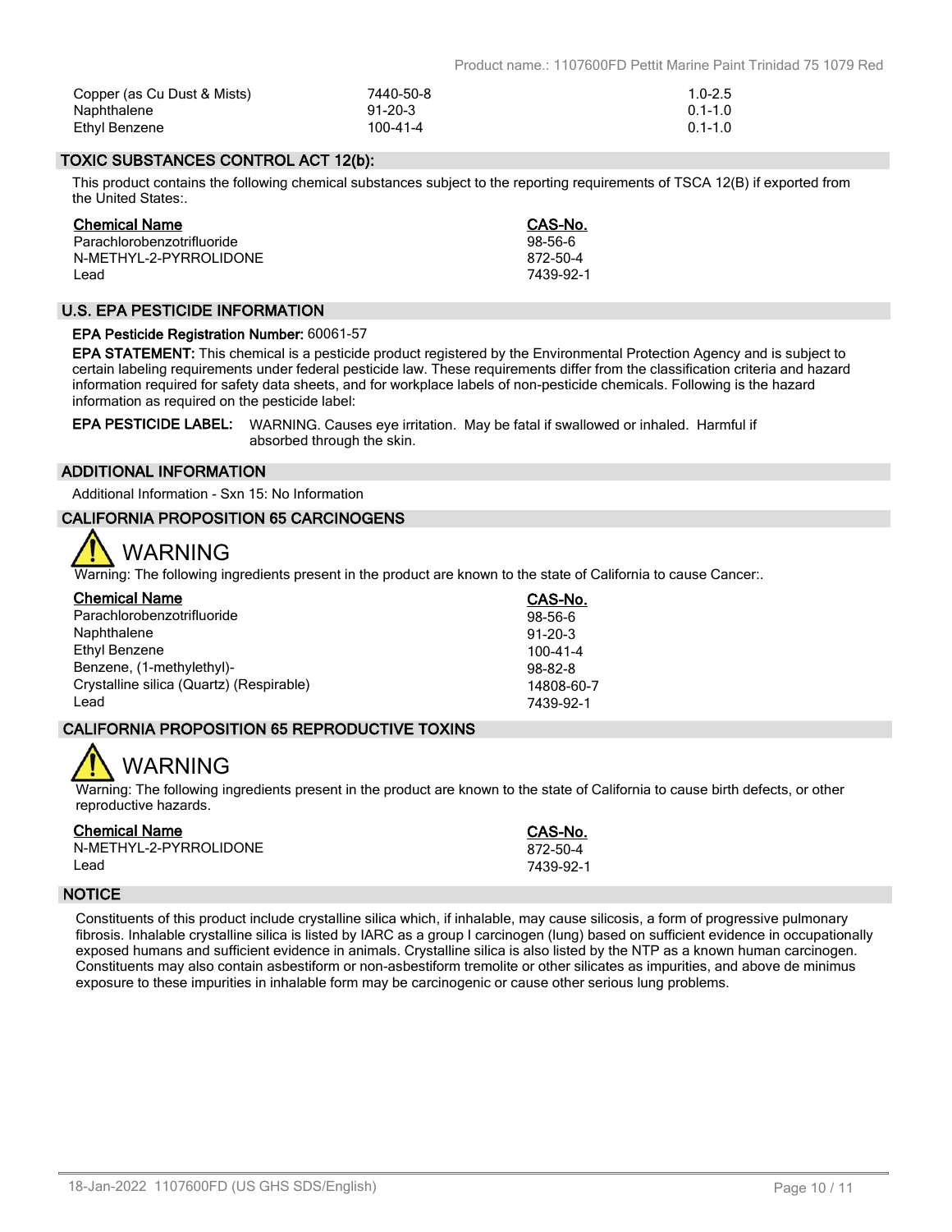| | | |
|---|---|---|
| Copper (as Cu Dust & Mists) | 7440-50-8 | 1.0-2.5 |
| Naphthalene | 91-20-3 | 0.1-1.0 |
| Ethyl Benzene | 100-41-4 | 0.1-1.0 |

## TOXIC SUBSTANCES CONTROL ACT 12(b):

This product contains the following chemical substances subject to the reporting requirements of TSCA 12(B) if exported from the United States:.

| Chemical Name | CAS-No. |
|---|---|
| Parachlorobenzotrifluoride | 98-56-6 |
| N-METHYL-2-PYRROLIDONE | 872-50-4 |
| Lead | 7439-92-1 |

## U.S. EPA PESTICIDE INFORMATION

**EPA Pesticide Registration Number:** 60061-57

**EPA STATEMENT:** This chemical is a pesticide product registered by the Environmental Protection Agency and is subject to certain labeling requirements under federal pesticide law. These requirements differ from the classification criteria and hazard information required for safety data sheets, and for workplace labels of non-pesticide chemicals. Following is the hazard information as required on the pesticide label:

**EPA PESTICIDE LABEL:** WARNING. Causes eye irritation. May be fatal if swallowed or inhaled. Harmful if absorbed through the skin.

## ADDITIONAL INFORMATION

Additional Information - Sxn 15: No Information

## CALIFORNIA PROPOSITION 65 CARCINOGENS

WARNING

Warning: The following ingredients present in the product are known to the state of California to cause Cancer:.

| Chemical Name | CAS-No. |
|---|---|
| Parachlorobenzotrifluoride | 98-56-6 |
| Naphthalene | 91-20-3 |
| Ethyl Benzene | 100-41-4 |
| Benzene, (1-methylethyl)- | 98-82-8 |
| Crystalline silica (Quartz) (Respirable) | 14808-60-7 |
| Lead | 7439-92-1 |

## CALIFORNIA PROPOSITION 65 REPRODUCTIVE TOXINS

WARNING

Warning: The following ingredients present in the product are known to the state of California to cause birth defects, or other reproductive hazards.

| Chemical Name | CAS-No. |
|---|---|
| N-METHYL-2-PYRROLIDONE | 872-50-4 |
| Lead | 7439-92-1 |

## NOTICE

Constituents of this product include crystalline silica which, if inhalable, may cause silicosis, a form of progressive pulmonary fibrosis. Inhalable crystalline silica is listed by IARC as a group I carcinogen (lung) based on sufficient evidence in occupationally exposed humans and sufficient evidence in animals. Crystalline silica is also listed by the NTP as a known human carcinogen. Constituents may also contain asbestiform or non-asbestiform tremolite or other silicates as impurities, and above de minimus exposure to these impurities in inhalable form may be carcinogenic or cause other serious lung problems.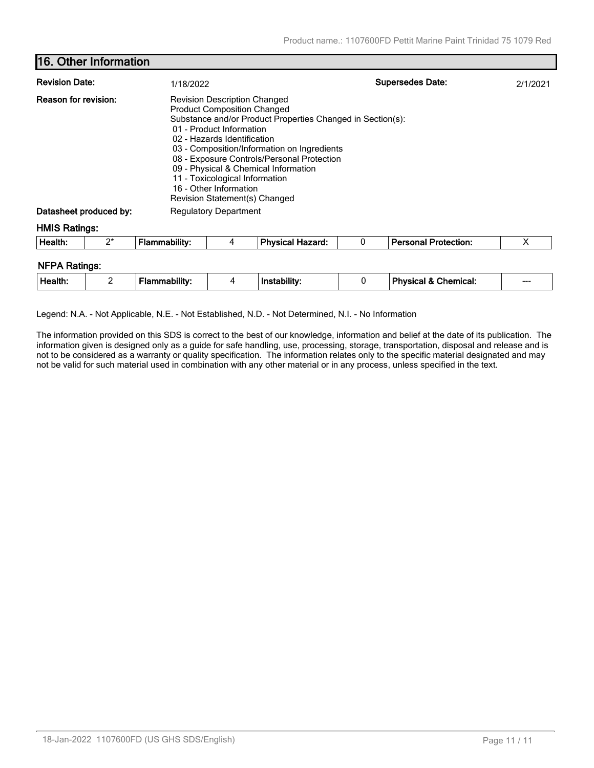## 16. Other Information

**Revision Date:** 1/18/2022 **Supersedes Date:** 2/1/2021

**Reason for revision:** Revision Description Changed
Product Composition Changed
Substance and/or Product Properties Changed in Section(s):
- 01 - Product Information
- 02 - Hazards Identification
- 03 - Composition/Information on Ingredients
- 08 - Exposure Controls/Personal Protection
- 09 - Physical & Chemical Information
- 11 - Toxicological Information
- 16 - Other Information

Revision Statement(s) Changed

**Datasheet produced by:** Regulatory Department

**HMIS Ratings:**

| | | | | | | | |
|---|---|---|---|---|---|---|---|
| **Health:** | 2* | **Flammability:** | 4 | **Physical Hazard:** | 0 | **Personal Protection:** | X |

**NFPA Ratings:**

| | | | | | | | |
|---|---|---|---|---|---|---|---|
| **Health:** | 2 | **Flammability:** | 4 | **Instability:** | 0 | **Physical & Chemical:** | --- |

Legend: N.A. - Not Applicable, N.E. - Not Established, N.D. - Not Determined, N.I. - No Information

The information provided on this SDS is correct to the best of our knowledge, information and belief at the date of its publication. The information given is designed only as a guide for safe handling, use, processing, storage, transportation, disposal and release and is not to be considered as a warranty or quality specification. The information relates only to the specific material designated and may not be valid for such material used in combination with any other material or in any process, unless specified in the text.